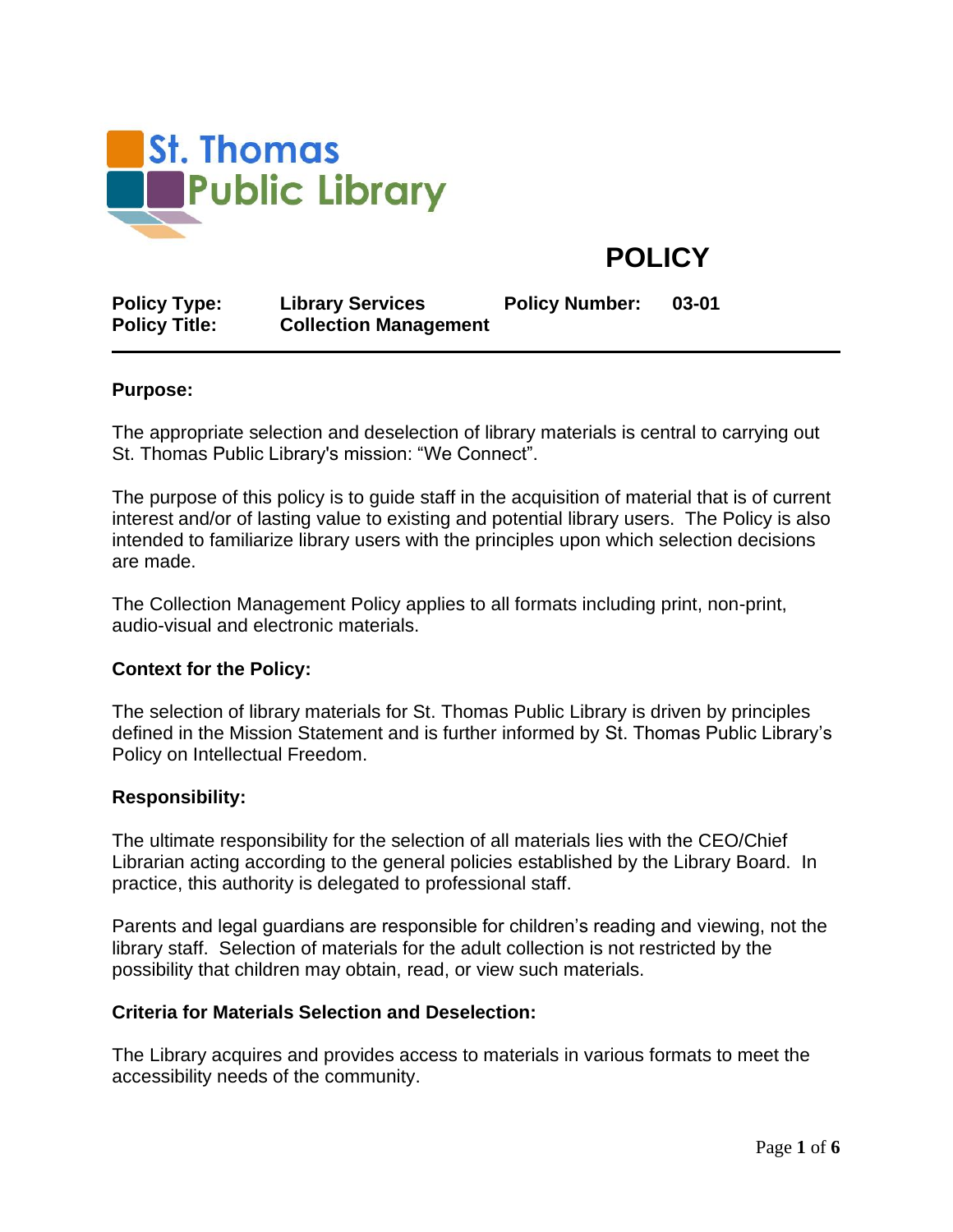St. Thomas Public Library

# POLICY

| **Policy Type:** | **Library Services** | **Policy Number:** | **03-01** |
|---|---|---|---|
| **Policy Title:** | **Collection Management** | | |

## Purpose:

The appropriate selection and deselection of library materials is central to carrying out St. Thomas Public Library's mission: "We Connect".

The purpose of this policy is to guide staff in the acquisition of material that is of current interest and/or of lasting value to existing and potential library users. The Policy is also intended to familiarize library users with the principles upon which selection decisions are made.

The Collection Management Policy applies to all formats including print, non-print, audio-visual and electronic materials.

## Context for the Policy:

The selection of library materials for St. Thomas Public Library is driven by principles defined in the Mission Statement and is further informed by St. Thomas Public Library's Policy on Intellectual Freedom.

## Responsibility:

The ultimate responsibility for the selection of all materials lies with the CEO/Chief Librarian acting according to the general policies established by the Library Board. In practice, this authority is delegated to professional staff.

Parents and legal guardians are responsible for children's reading and viewing, not the library staff. Selection of materials for the adult collection is not restricted by the possibility that children may obtain, read, or view such materials.

## Criteria for Materials Selection and Deselection:

The Library acquires and provides access to materials in various formats to meet the accessibility needs of the community.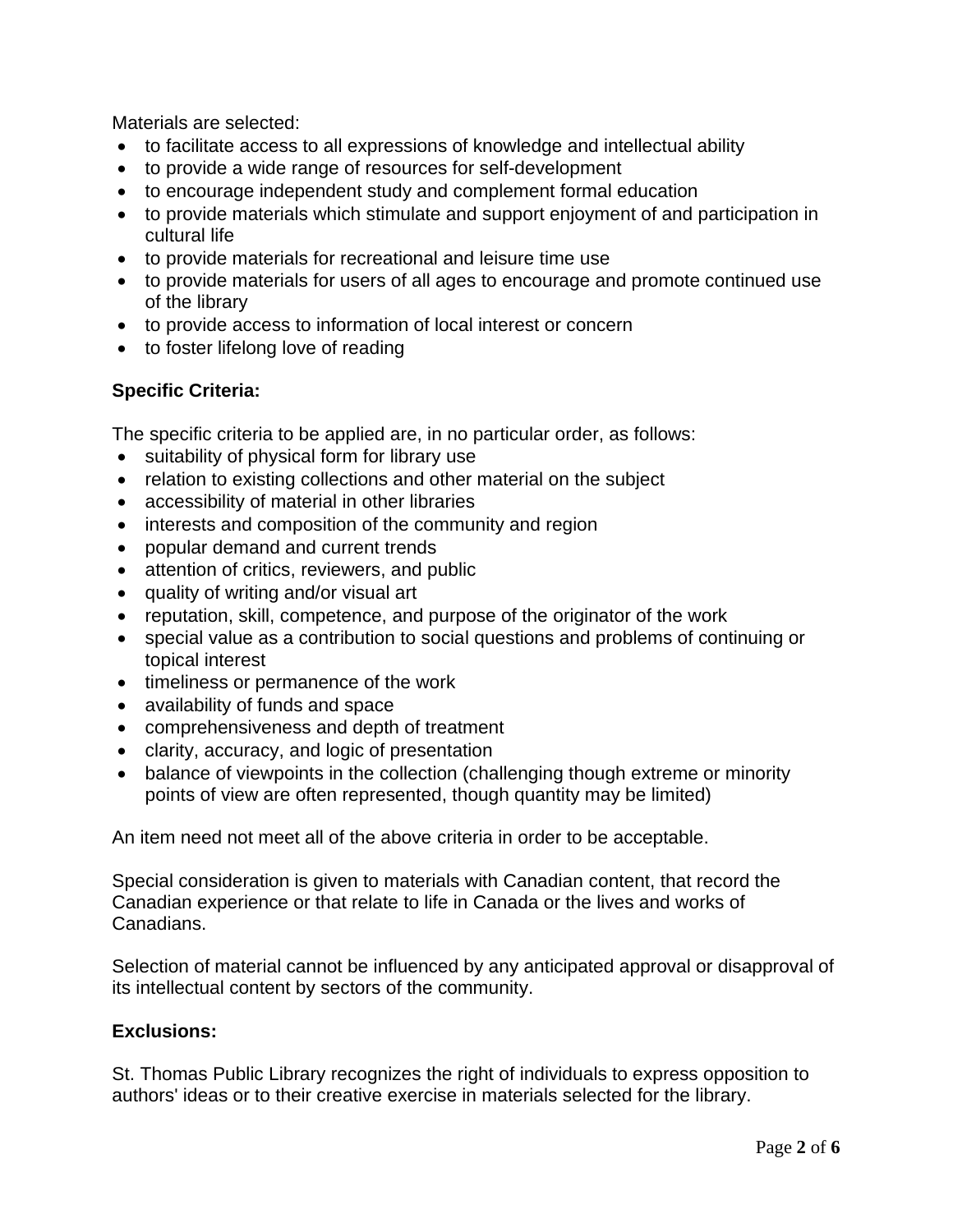Materials are selected:

- to facilitate access to all expressions of knowledge and intellectual ability
- to provide a wide range of resources for self-development
- to encourage independent study and complement formal education
- to provide materials which stimulate and support enjoyment of and participation in cultural life
- to provide materials for recreational and leisure time use
- to provide materials for users of all ages to encourage and promote continued use of the library
- to provide access to information of local interest or concern
- to foster lifelong love of reading

**Specific Criteria:**

The specific criteria to be applied are, in no particular order, as follows:

- suitability of physical form for library use
- relation to existing collections and other material on the subject
- accessibility of material in other libraries
- interests and composition of the community and region
- popular demand and current trends
- attention of critics, reviewers, and public
- quality of writing and/or visual art
- reputation, skill, competence, and purpose of the originator of the work
- special value as a contribution to social questions and problems of continuing or topical interest
- timeliness or permanence of the work
- availability of funds and space
- comprehensiveness and depth of treatment
- clarity, accuracy, and logic of presentation
- balance of viewpoints in the collection (challenging though extreme or minority points of view are often represented, though quantity may be limited)

An item need not meet all of the above criteria in order to be acceptable.

Special consideration is given to materials with Canadian content, that record the Canadian experience or that relate to life in Canada or the lives and works of Canadians.

Selection of material cannot be influenced by any anticipated approval or disapproval of its intellectual content by sectors of the community.

**Exclusions:**

St. Thomas Public Library recognizes the right of individuals to express opposition to authors' ideas or to their creative exercise in materials selected for the library.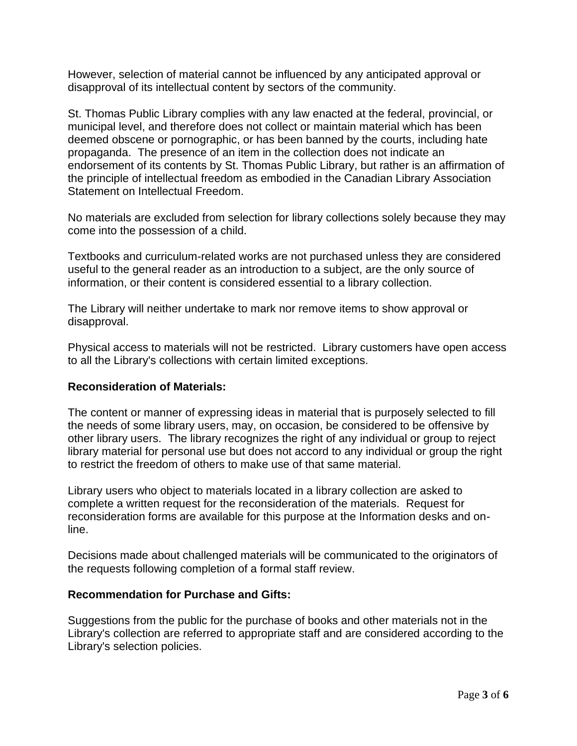However, selection of material cannot be influenced by any anticipated approval or disapproval of its intellectual content by sectors of the community.

St. Thomas Public Library complies with any law enacted at the federal, provincial, or municipal level, and therefore does not collect or maintain material which has been deemed obscene or pornographic, or has been banned by the courts, including hate propaganda. The presence of an item in the collection does not indicate an endorsement of its contents by St. Thomas Public Library, but rather is an affirmation of the principle of intellectual freedom as embodied in the Canadian Library Association Statement on Intellectual Freedom.

No materials are excluded from selection for library collections solely because they may come into the possession of a child.

Textbooks and curriculum-related works are not purchased unless they are considered useful to the general reader as an introduction to a subject, are the only source of information, or their content is considered essential to a library collection.

The Library will neither undertake to mark nor remove items to show approval or disapproval.

Physical access to materials will not be restricted. Library customers have open access to all the Library's collections with certain limited exceptions.

**Reconsideration of Materials:**

The content or manner of expressing ideas in material that is purposely selected to fill the needs of some library users, may, on occasion, be considered to be offensive by other library users. The library recognizes the right of any individual or group to reject library material for personal use but does not accord to any individual or group the right to restrict the freedom of others to make use of that same material.

Library users who object to materials located in a library collection are asked to complete a written request for the reconsideration of the materials. Request for reconsideration forms are available for this purpose at the Information desks and on-line.

Decisions made about challenged materials will be communicated to the originators of the requests following completion of a formal staff review.

**Recommendation for Purchase and Gifts:**

Suggestions from the public for the purchase of books and other materials not in the Library's collection are referred to appropriate staff and are considered according to the Library's selection policies.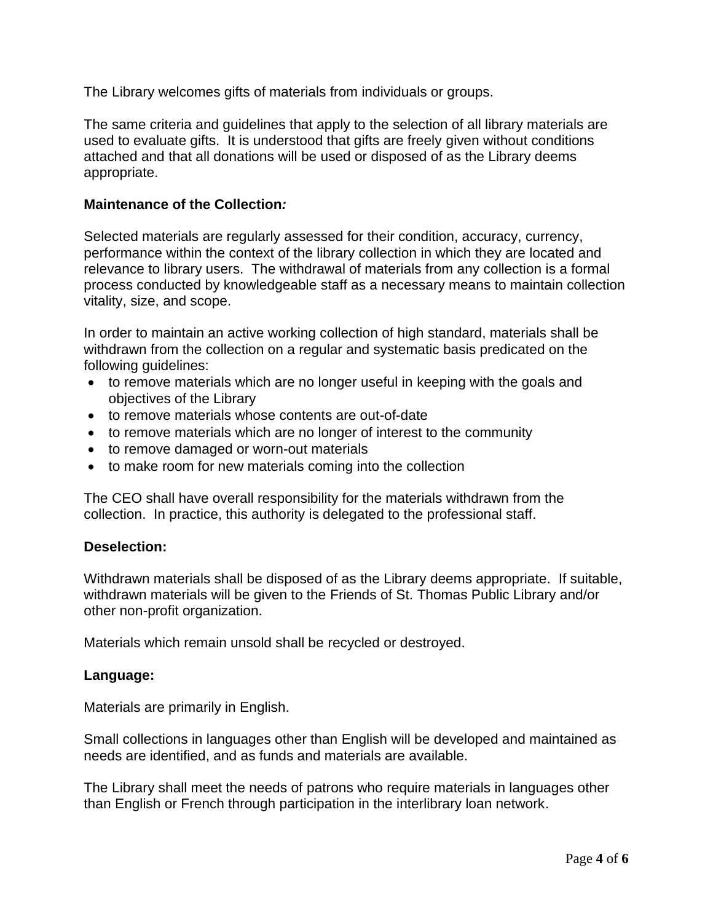The Library welcomes gifts of materials from individuals or groups.

The same criteria and guidelines that apply to the selection of all library materials are used to evaluate gifts. It is understood that gifts are freely given without conditions attached and that all donations will be used or disposed of as the Library deems appropriate.

**Maintenance of the Collection*:***

Selected materials are regularly assessed for their condition, accuracy, currency, performance within the context of the library collection in which they are located and relevance to library users. The withdrawal of materials from any collection is a formal process conducted by knowledgeable staff as a necessary means to maintain collection vitality, size, and scope.

In order to maintain an active working collection of high standard, materials shall be withdrawn from the collection on a regular and systematic basis predicated on the following guidelines:

- to remove materials which are no longer useful in keeping with the goals and objectives of the Library
- to remove materials whose contents are out-of-date
- to remove materials which are no longer of interest to the community
- to remove damaged or worn-out materials
- to make room for new materials coming into the collection

The CEO shall have overall responsibility for the materials withdrawn from the collection. In practice, this authority is delegated to the professional staff.

**Deselection:**

Withdrawn materials shall be disposed of as the Library deems appropriate. If suitable, withdrawn materials will be given to the Friends of St. Thomas Public Library and/or other non-profit organization.

Materials which remain unsold shall be recycled or destroyed.

**Language:**

Materials are primarily in English.

Small collections in languages other than English will be developed and maintained as needs are identified, and as funds and materials are available.

The Library shall meet the needs of patrons who require materials in languages other than English or French through participation in the interlibrary loan network.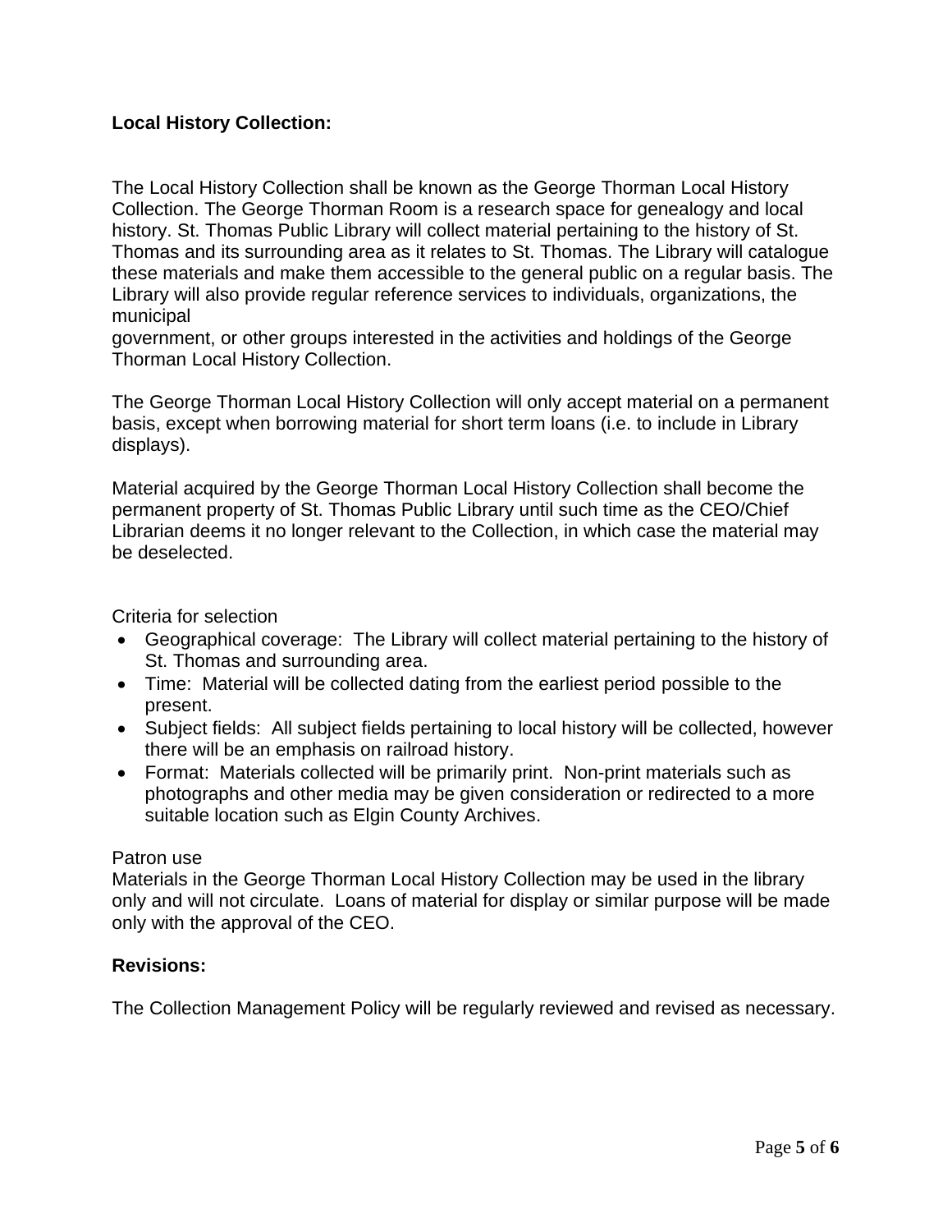**Local History Collection:**

The Local History Collection shall be known as the George Thorman Local History Collection. The George Thorman Room is a research space for genealogy and local history. St. Thomas Public Library will collect material pertaining to the history of St. Thomas and its surrounding area as it relates to St. Thomas. The Library will catalogue these materials and make them accessible to the general public on a regular basis. The Library will also provide regular reference services to individuals, organizations, the municipal government, or other groups interested in the activities and holdings of the George Thorman Local History Collection.

The George Thorman Local History Collection will only accept material on a permanent basis, except when borrowing material for short term loans (i.e. to include in Library displays).

Material acquired by the George Thorman Local History Collection shall become the permanent property of St. Thomas Public Library until such time as the CEO/Chief Librarian deems it no longer relevant to the Collection, in which case the material may be deselected.

Criteria for selection

- Geographical coverage: The Library will collect material pertaining to the history of St. Thomas and surrounding area.
- Time: Material will be collected dating from the earliest period possible to the present.
- Subject fields: All subject fields pertaining to local history will be collected, however there will be an emphasis on railroad history.
- Format: Materials collected will be primarily print. Non-print materials such as photographs and other media may be given consideration or redirected to a more suitable location such as Elgin County Archives.

Patron use

Materials in the George Thorman Local History Collection may be used in the library only and will not circulate. Loans of material for display or similar purpose will be made only with the approval of the CEO.

**Revisions:**

The Collection Management Policy will be regularly reviewed and revised as necessary.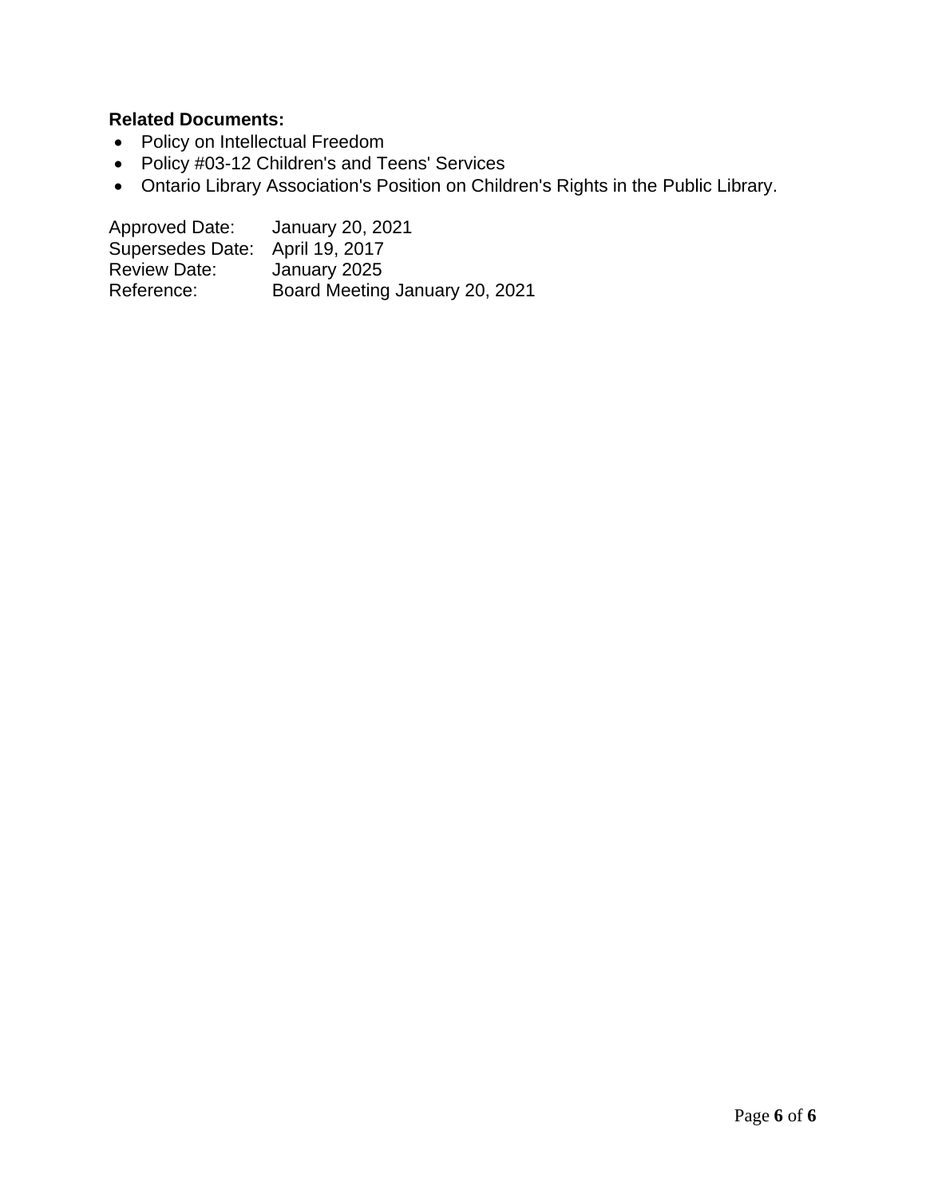**Related Documents:**

- Policy on Intellectual Freedom
- Policy #03-12 Children's and Teens' Services
- Ontario Library Association's Position on Children's Rights in the Public Library.

| | |
|---|---|
| Approved Date: | January 20, 2021 |
| Supersedes Date: | April 19, 2017 |
| Review Date: | January 2025 |
| Reference: | Board Meeting January 20, 2021 |